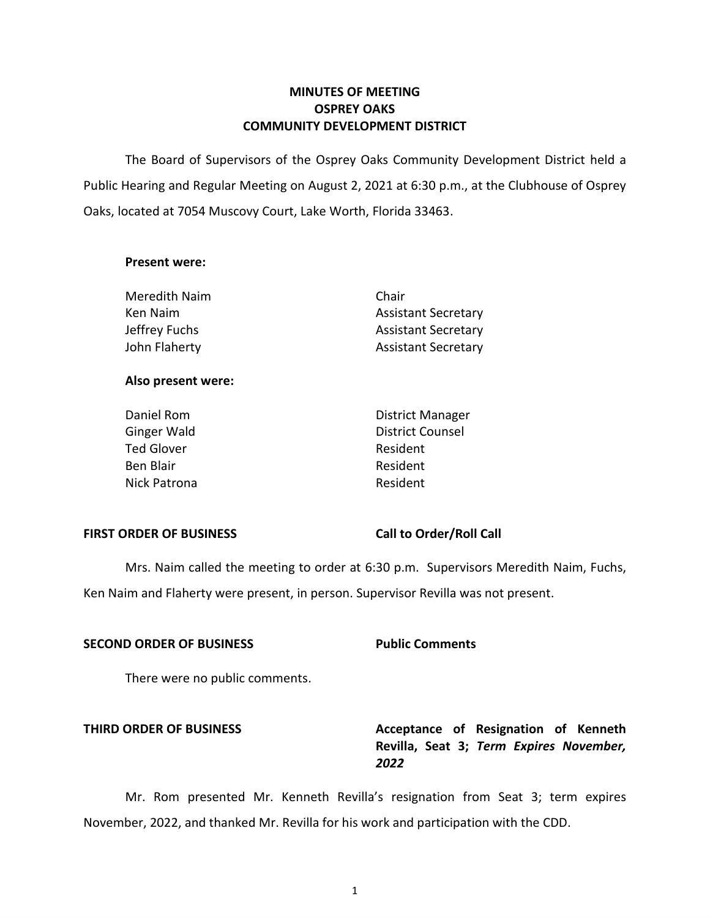# MINUTES OF MEETING
# OSPREY OAKS
# COMMUNITY DEVELOPMENT DISTRICT

The Board of Supervisors of the Osprey Oaks Community Development District held a Public Hearing and Regular Meeting on August 2, 2021 at 6:30 p.m., at the Clubhouse of Osprey Oaks, located at 7054 Muscovy Court, Lake Worth, Florida 33463.

**Present were:**

| | |
|---|---|
| Meredith Naim | Chair |
| Ken Naim | Assistant Secretary |
| Jeffrey Fuchs | Assistant Secretary |
| John Flaherty | Assistant Secretary |

**Also present were:**

| | |
|---|---|
| Daniel Rom | District Manager |
| Ginger Wald | District Counsel |
| Ted Glover | Resident |
| Ben Blair | Resident |
| Nick Patrona | Resident |

**FIRST ORDER OF BUSINESS** **Call to Order/Roll Call**

Mrs. Naim called the meeting to order at 6:30 p.m. Supervisors Meredith Naim, Fuchs, Ken Naim and Flaherty were present, in person. Supervisor Revilla was not present.

**SECOND ORDER OF BUSINESS** **Public Comments**

There were no public comments.

**THIRD ORDER OF BUSINESS** **Acceptance of Resignation of Kenneth Revilla, Seat 3; *Term Expires November, 2022***

Mr. Rom presented Mr. Kenneth Revilla's resignation from Seat 3; term expires November, 2022, and thanked Mr. Revilla for his work and participation with the CDD.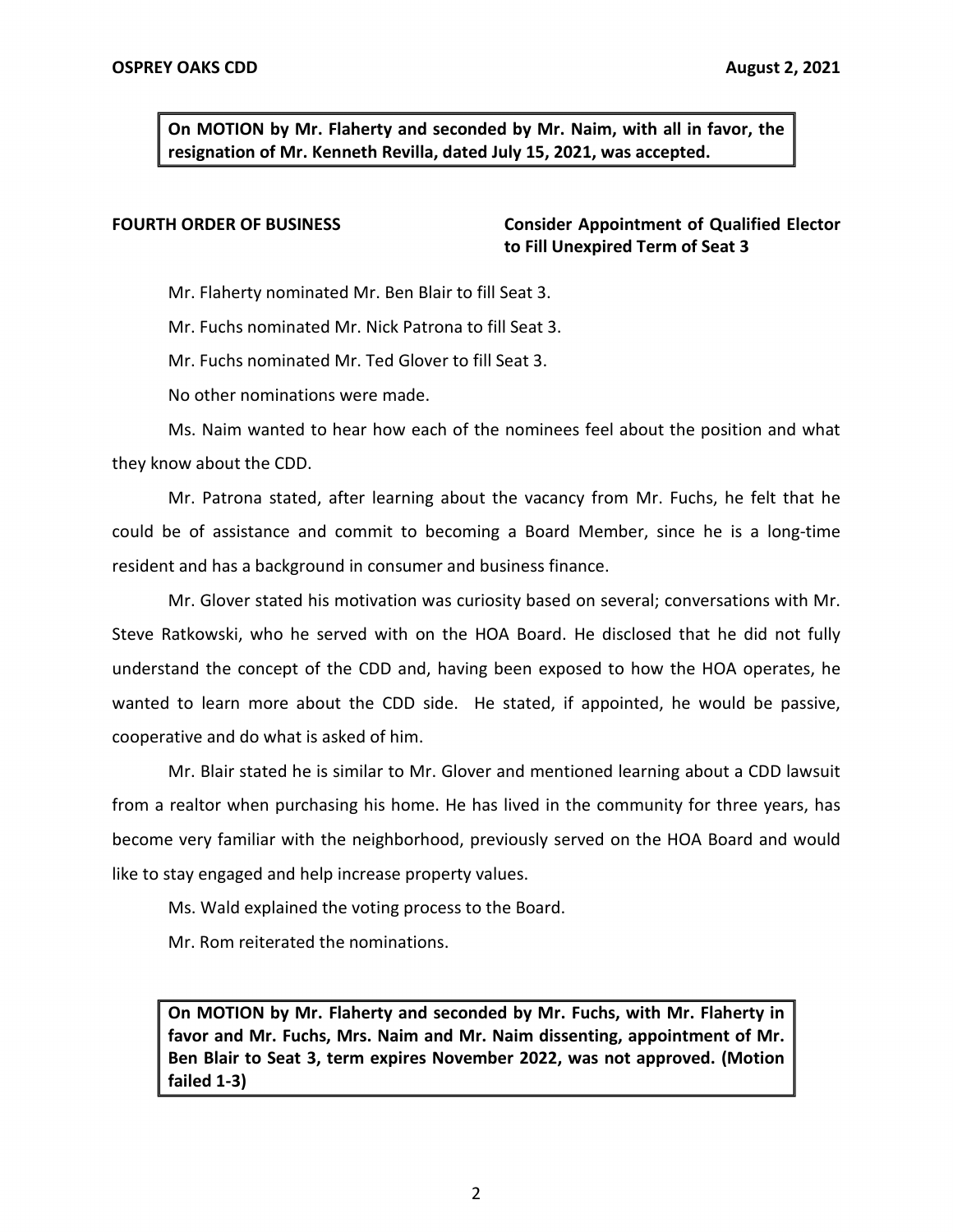**On MOTION by Mr. Flaherty and seconded by Mr. Naim, with all in favor, the resignation of Mr. Kenneth Revilla, dated July 15, 2021, was accepted.**

**FOURTH ORDER OF BUSINESS** **Consider Appointment of Qualified Elector to Fill Unexpired Term of Seat 3**

Mr. Flaherty nominated Mr. Ben Blair to fill Seat 3.

Mr. Fuchs nominated Mr. Nick Patrona to fill Seat 3.

Mr. Fuchs nominated Mr. Ted Glover to fill Seat 3.

No other nominations were made.

Ms. Naim wanted to hear how each of the nominees feel about the position and what they know about the CDD.

Mr. Patrona stated, after learning about the vacancy from Mr. Fuchs, he felt that he could be of assistance and commit to becoming a Board Member, since he is a long-time resident and has a background in consumer and business finance.

Mr. Glover stated his motivation was curiosity based on several; conversations with Mr. Steve Ratkowski, who he served with on the HOA Board. He disclosed that he did not fully understand the concept of the CDD and, having been exposed to how the HOA operates, he wanted to learn more about the CDD side. He stated, if appointed, he would be passive, cooperative and do what is asked of him.

Mr. Blair stated he is similar to Mr. Glover and mentioned learning about a CDD lawsuit from a realtor when purchasing his home. He has lived in the community for three years, has become very familiar with the neighborhood, previously served on the HOA Board and would like to stay engaged and help increase property values.

Ms. Wald explained the voting process to the Board.

Mr. Rom reiterated the nominations.

**On MOTION by Mr. Flaherty and seconded by Mr. Fuchs, with Mr. Flaherty in favor and Mr. Fuchs, Mrs. Naim and Mr. Naim dissenting, appointment of Mr. Ben Blair to Seat 3, term expires November 2022, was not approved. (Motion failed 1-3)**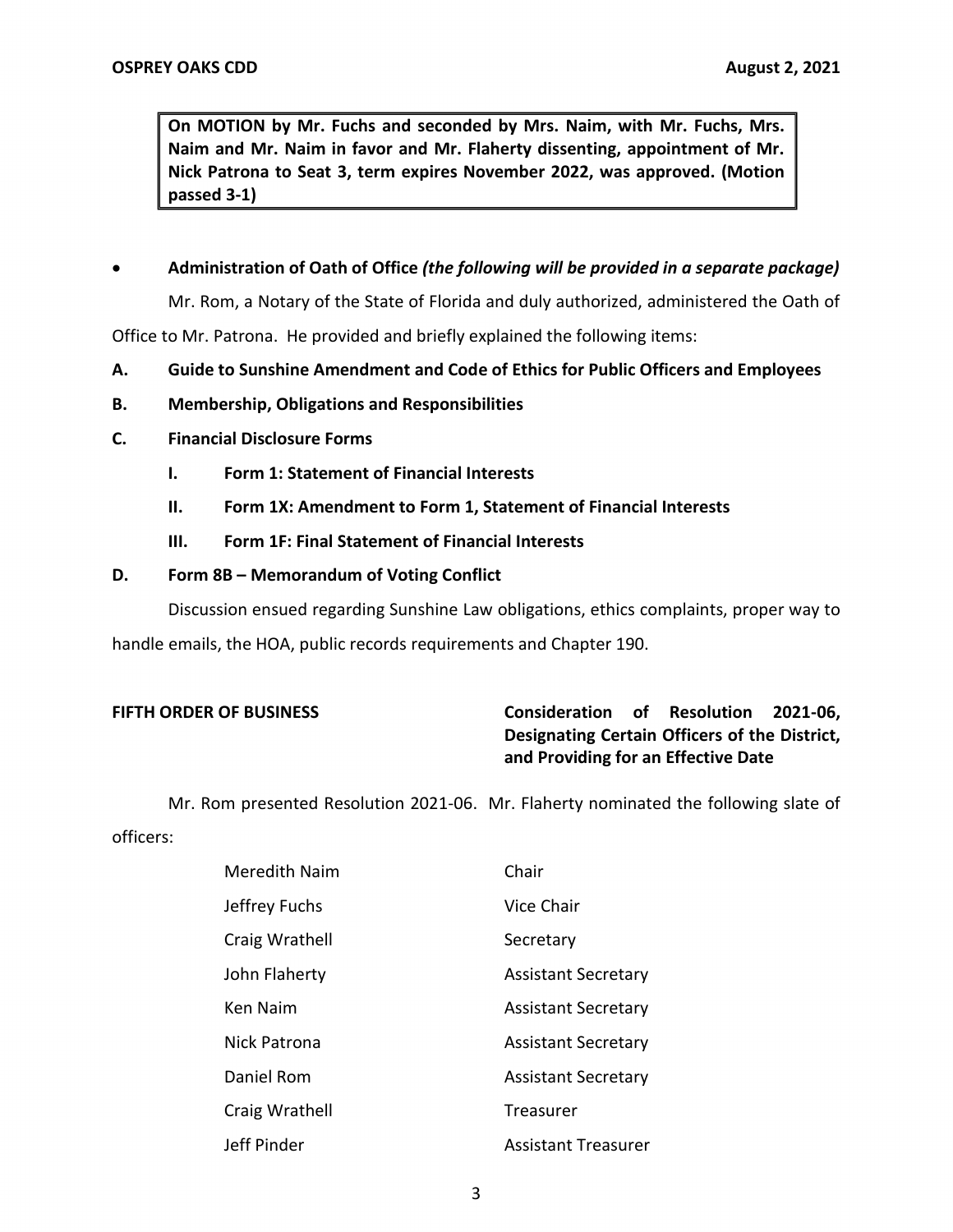**On MOTION by Mr. Fuchs and seconded by Mrs. Naim, with Mr. Fuchs, Mrs. Naim and Mr. Naim in favor and Mr. Flaherty dissenting, appointment of Mr. Nick Patrona to Seat 3, term expires November 2022, was approved. (Motion passed 3-1)**

- **Administration of Oath of Office** ***(the following will be provided in a separate package)***

Mr. Rom, a Notary of the State of Florida and duly authorized, administered the Oath of Office to Mr. Patrona. He provided and briefly explained the following items:

**A. Guide to Sunshine Amendment and Code of Ethics for Public Officers and Employees**

**B. Membership, Obligations and Responsibilities**

**C. Financial Disclosure Forms**

**I. Form 1: Statement of Financial Interests**

**II. Form 1X: Amendment to Form 1, Statement of Financial Interests**

**III. Form 1F: Final Statement of Financial Interests**

**D. Form 8B – Memorandum of Voting Conflict**

Discussion ensued regarding Sunshine Law obligations, ethics complaints, proper way to handle emails, the HOA, public records requirements and Chapter 190.

**FIFTH ORDER OF BUSINESS** **Consideration of Resolution 2021-06, Designating Certain Officers of the District, and Providing for an Effective Date**

Mr. Rom presented Resolution 2021-06. Mr. Flaherty nominated the following slate of officers:

| | |
|---|---|
| Meredith Naim | Chair |
| Jeffrey Fuchs | Vice Chair |
| Craig Wrathell | Secretary |
| John Flaherty | Assistant Secretary |
| Ken Naim | Assistant Secretary |
| Nick Patrona | Assistant Secretary |
| Daniel Rom | Assistant Secretary |
| Craig Wrathell | Treasurer |
| Jeff Pinder | Assistant Treasurer |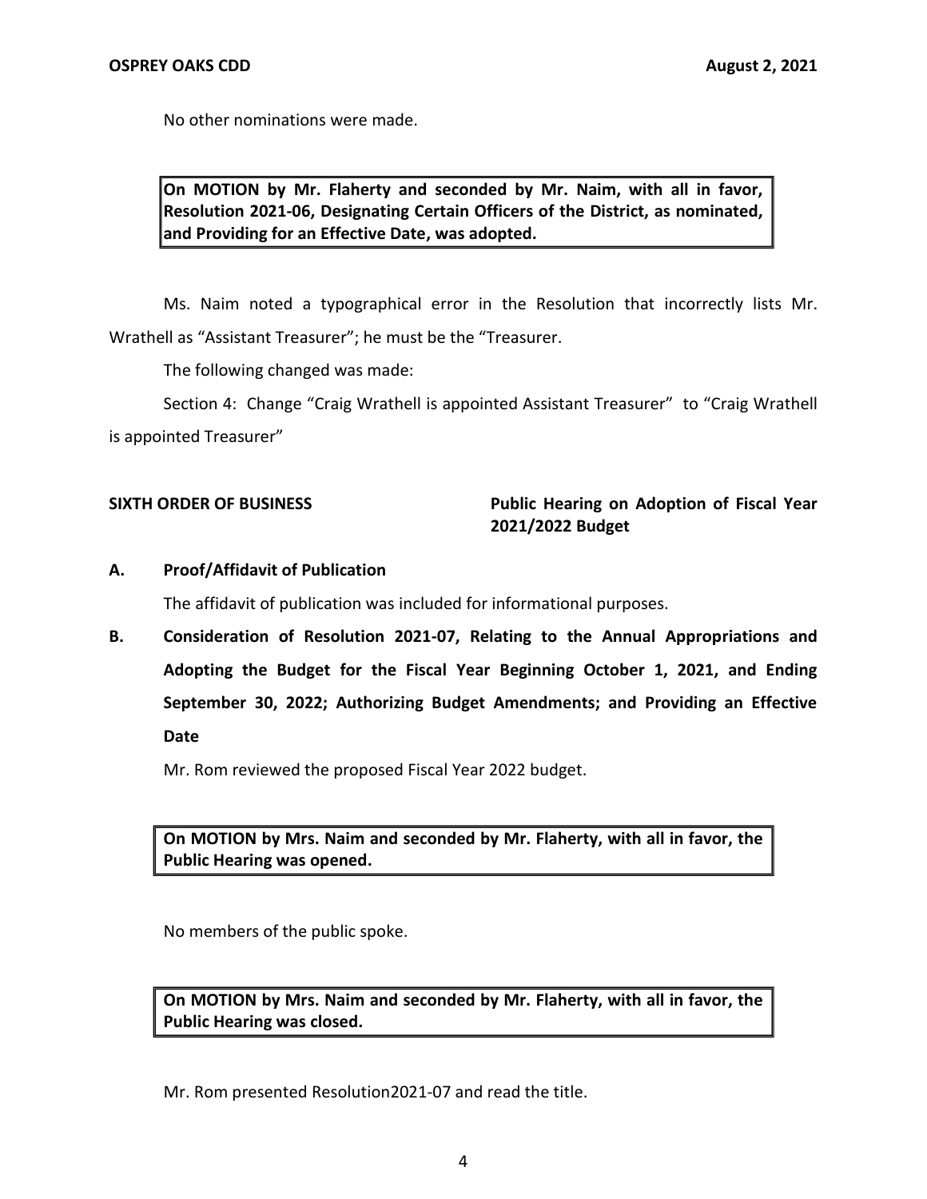No other nominations were made.

> **On MOTION by Mr. Flaherty and seconded by Mr. Naim, with all in favor, Resolution 2021-06, Designating Certain Officers of the District, as nominated, and Providing for an Effective Date, was adopted.**

Ms. Naim noted a typographical error in the Resolution that incorrectly lists Mr. Wrathell as "Assistant Treasurer"; he must be the "Treasurer.

The following changed was made:

Section 4: Change "Craig Wrathell is appointed Assistant Treasurer" to "Craig Wrathell is appointed Treasurer"

**SIXTH ORDER OF BUSINESS** **Public Hearing on Adoption of Fiscal Year 2021/2022 Budget**

**A. Proof/Affidavit of Publication**

The affidavit of publication was included for informational purposes.

**B. Consideration of Resolution 2021-07, Relating to the Annual Appropriations and Adopting the Budget for the Fiscal Year Beginning October 1, 2021, and Ending September 30, 2022; Authorizing Budget Amendments; and Providing an Effective Date**

Mr. Rom reviewed the proposed Fiscal Year 2022 budget.

> **On MOTION by Mrs. Naim and seconded by Mr. Flaherty, with all in favor, the Public Hearing was opened.**

No members of the public spoke.

> **On MOTION by Mrs. Naim and seconded by Mr. Flaherty, with all in favor, the Public Hearing was closed.**

Mr. Rom presented Resolution2021-07 and read the title.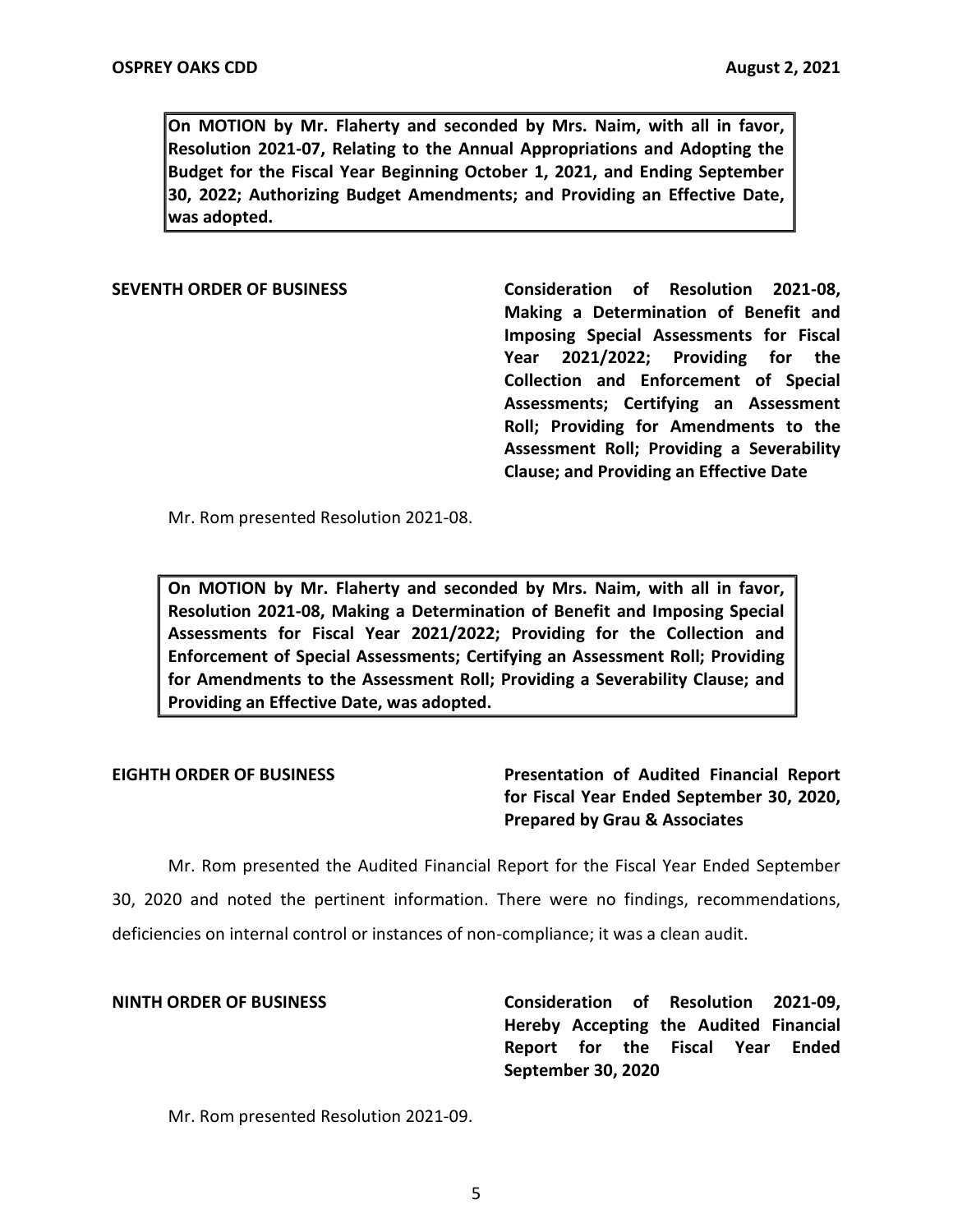**On MOTION by Mr. Flaherty and seconded by Mrs. Naim, with all in favor, Resolution 2021-07, Relating to the Annual Appropriations and Adopting the Budget for the Fiscal Year Beginning October 1, 2021, and Ending September 30, 2022; Authorizing Budget Amendments; and Providing an Effective Date, was adopted.**

**SEVENTH ORDER OF BUSINESS** **Consideration of Resolution 2021-08, Making a Determination of Benefit and Imposing Special Assessments for Fiscal Year 2021/2022; Providing for the Collection and Enforcement of Special Assessments; Certifying an Assessment Roll; Providing for Amendments to the Assessment Roll; Providing a Severability Clause; and Providing an Effective Date**

Mr. Rom presented Resolution 2021-08.

**On MOTION by Mr. Flaherty and seconded by Mrs. Naim, with all in favor, Resolution 2021-08, Making a Determination of Benefit and Imposing Special Assessments for Fiscal Year 2021/2022; Providing for the Collection and Enforcement of Special Assessments; Certifying an Assessment Roll; Providing for Amendments to the Assessment Roll; Providing a Severability Clause; and Providing an Effective Date, was adopted.**

**EIGHTH ORDER OF BUSINESS** **Presentation of Audited Financial Report for Fiscal Year Ended September 30, 2020, Prepared by Grau & Associates**

Mr. Rom presented the Audited Financial Report for the Fiscal Year Ended September 30, 2020 and noted the pertinent information. There were no findings, recommendations, deficiencies on internal control or instances of non-compliance; it was a clean audit.

**NINTH ORDER OF BUSINESS** **Consideration of Resolution 2021-09, Hereby Accepting the Audited Financial Report for the Fiscal Year Ended September 30, 2020**

Mr. Rom presented Resolution 2021-09.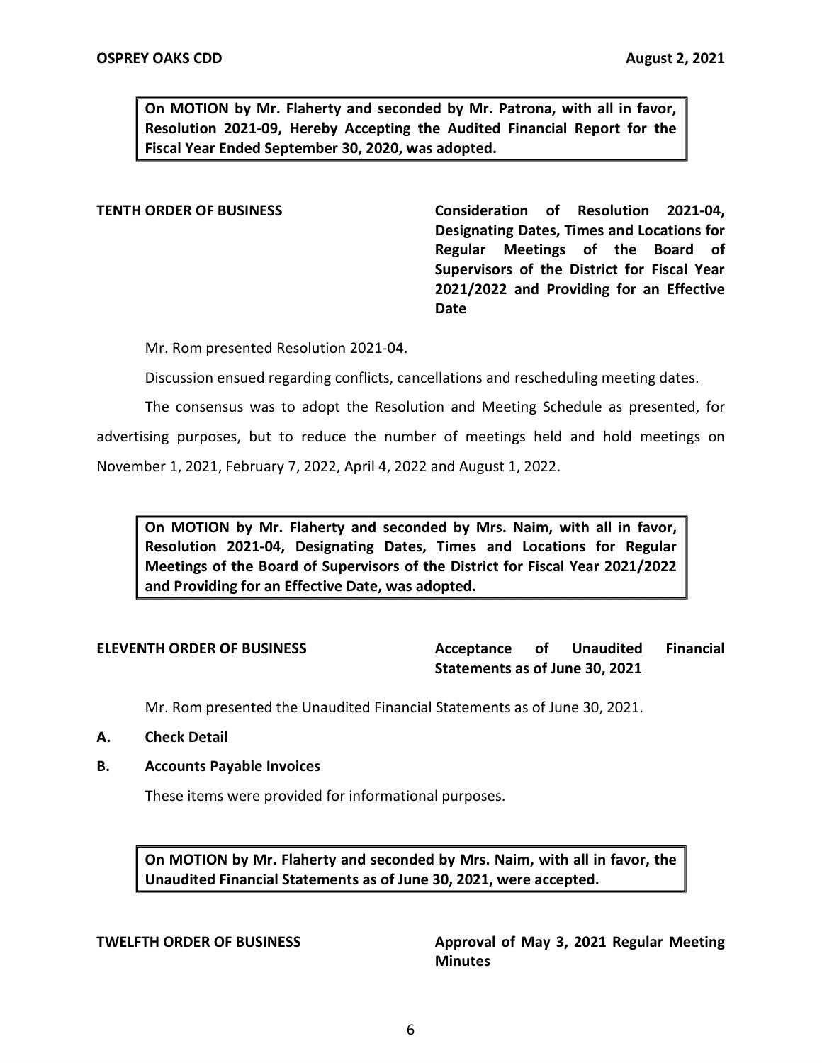**On MOTION by Mr. Flaherty and seconded by Mr. Patrona, with all in favor, Resolution 2021-09, Hereby Accepting the Audited Financial Report for the Fiscal Year Ended September 30, 2020, was adopted.**

**TENTH ORDER OF BUSINESS** — **Consideration of Resolution 2021-04, Designating Dates, Times and Locations for Regular Meetings of the Board of Supervisors of the District for Fiscal Year 2021/2022 and Providing for an Effective Date**

Mr. Rom presented Resolution 2021-04.

Discussion ensued regarding conflicts, cancellations and rescheduling meeting dates.

The consensus was to adopt the Resolution and Meeting Schedule as presented, for advertising purposes, but to reduce the number of meetings held and hold meetings on November 1, 2021, February 7, 2022, April 4, 2022 and August 1, 2022.

**On MOTION by Mr. Flaherty and seconded by Mrs. Naim, with all in favor, Resolution 2021-04, Designating Dates, Times and Locations for Regular Meetings of the Board of Supervisors of the District for Fiscal Year 2021/2022 and Providing for an Effective Date, was adopted.**

**ELEVENTH ORDER OF BUSINESS** — **Acceptance of Unaudited Financial Statements as of June 30, 2021**

Mr. Rom presented the Unaudited Financial Statements as of June 30, 2021.

**A. Check Detail**

**B. Accounts Payable Invoices**

These items were provided for informational purposes.

**On MOTION by Mr. Flaherty and seconded by Mrs. Naim, with all in favor, the Unaudited Financial Statements as of June 30, 2021, were accepted.**

**TWELFTH ORDER OF BUSINESS** — **Approval of May 3, 2021 Regular Meeting Minutes**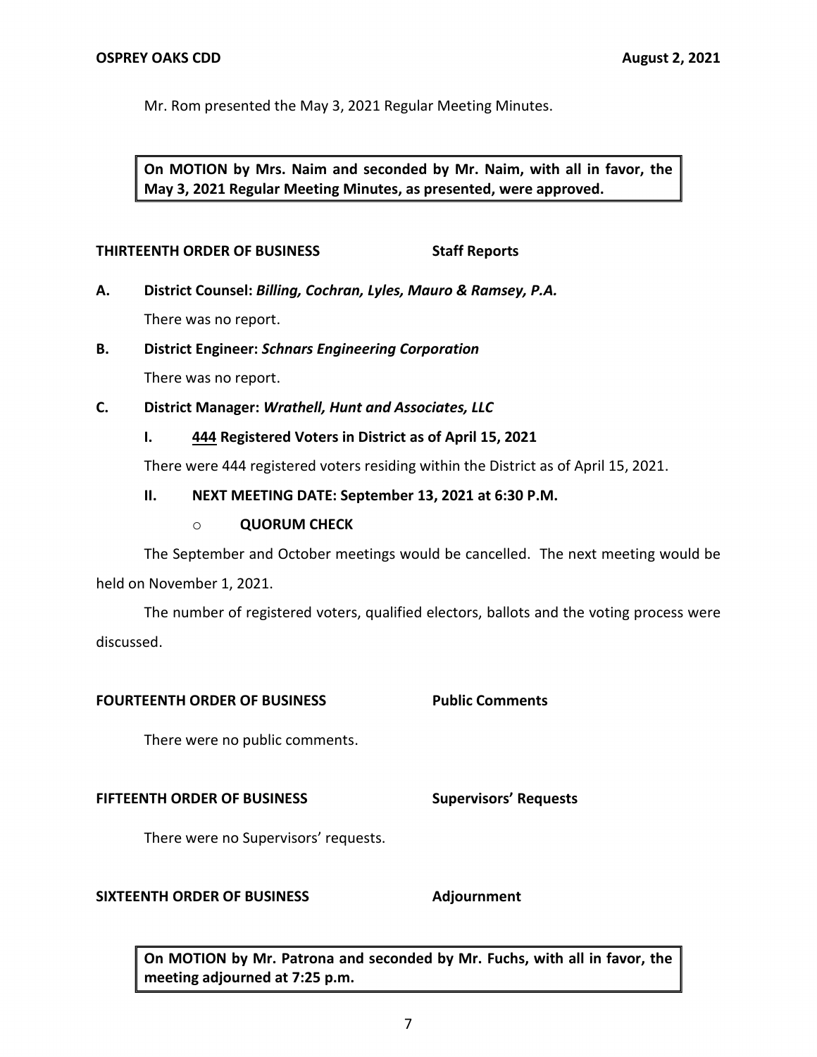Mr. Rom presented the May 3, 2021 Regular Meeting Minutes.

**On MOTION by Mrs. Naim and seconded by Mr. Naim, with all in favor, the May 3, 2021 Regular Meeting Minutes, as presented, were approved.**

**THIRTEENTH ORDER OF BUSINESS Staff Reports**

**A. District Counsel: *Billing, Cochran, Lyles, Mauro & Ramsey, P.A.***

There was no report.

**B. District Engineer: *Schnars Engineering Corporation***

There was no report.

**C. District Manager: *Wrathell, Hunt and Associates, LLC***

**I. <u>444</u> Registered Voters in District as of April 15, 2021**

There were 444 registered voters residing within the District as of April 15, 2021.

**II. NEXT MEETING DATE: September 13, 2021 at 6:30 P.M.**

- **QUORUM CHECK**

The September and October meetings would be cancelled. The next meeting would be held on November 1, 2021.

The number of registered voters, qualified electors, ballots and the voting process were discussed.

**FOURTEENTH ORDER OF BUSINESS Public Comments**

There were no public comments.

**FIFTEENTH ORDER OF BUSINESS Supervisors' Requests**

There were no Supervisors' requests.

**SIXTEENTH ORDER OF BUSINESS Adjournment**

**On MOTION by Mr. Patrona and seconded by Mr. Fuchs, with all in favor, the meeting adjourned at 7:25 p.m.**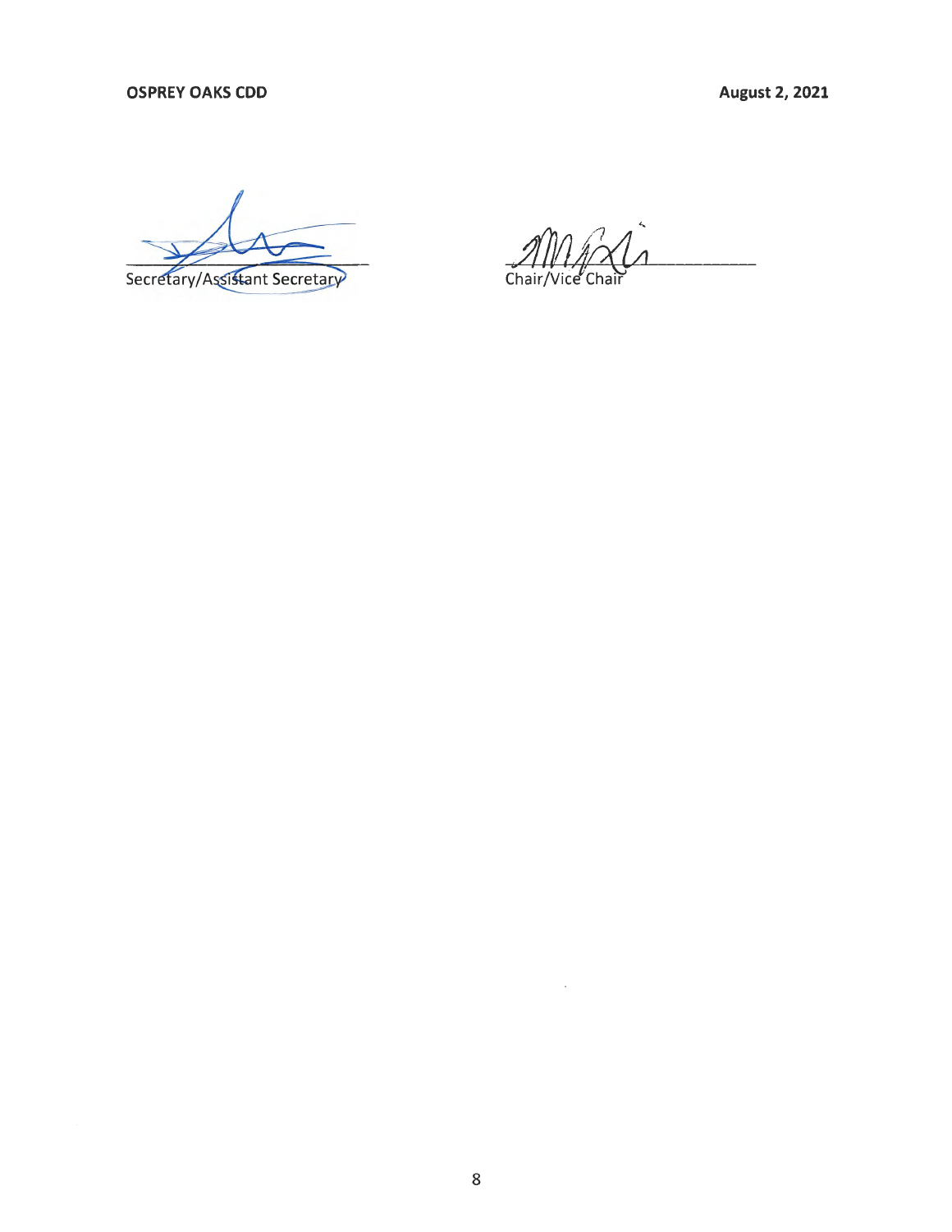___________________________
Secretary/Assistant Secretary

___________________________
Chair/Vice Chair